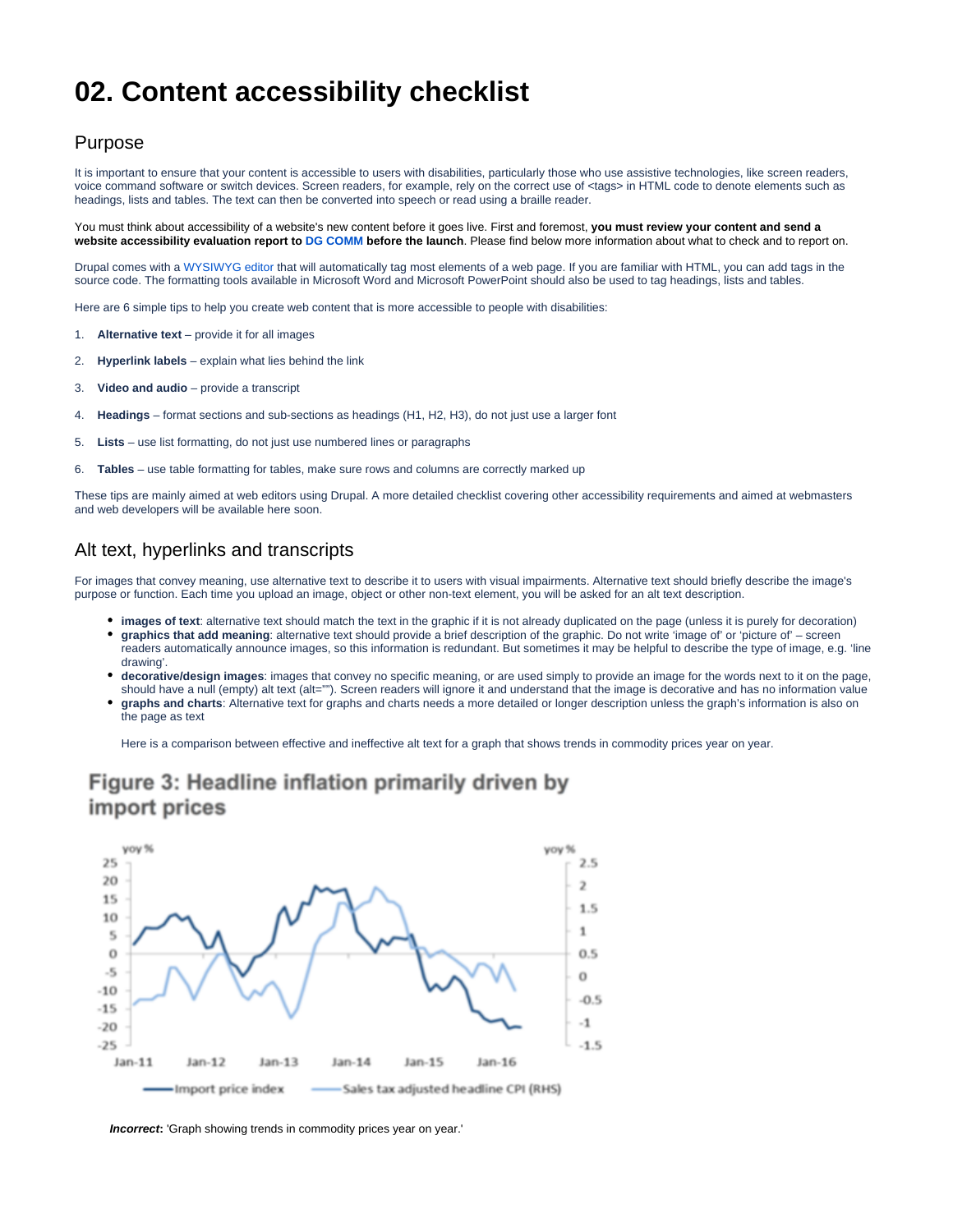# 02. Content accessibility checklist

## Purpose

It is important to ensure that your content is accessible to users with disabilities, particularly those who use assistive technologies, like screen readers, voice command software or switch devices. Screen readers, for example, rely on the correct use of <tags> in HTML code to denote elements such as headings, lists and tables. The text can then be converted into speech or read using a braille reader.

You must think about accessibility of a website's new content before it goes live. First and foremost, **you must review your content and send a website accessibility evaluation report to DG COMM before the launch**. Please find below more information about what to check and to report on.

Drupal comes with a WYSIWYG editor that will automatically tag most elements of a web page. If you are familiar with HTML, you can add tags in the source code. The formatting tools available in Microsoft Word and Microsoft PowerPoint should also be used to tag headings, lists and tables.

Here are 6 simple tips to help you create web content that is more accessible to people with disabilities:

1. **Alternative text** – provide it for all images
2. **Hyperlink labels** – explain what lies behind the link
3. **Video and audio** – provide a transcript
4. **Headings** – format sections and sub-sections as headings (H1, H2, H3), do not just use a larger font
5. **Lists** – use list formatting, do not just use numbered lines or paragraphs
6. **Tables** – use table formatting for tables, make sure rows and columns are correctly marked up

These tips are mainly aimed at web editors using Drupal. A more detailed checklist covering other accessibility requirements and aimed at webmasters and web developers will be available here soon.

## Alt text, hyperlinks and transcripts

For images that convey meaning, use alternative text to describe it to users with visual impairments. Alternative text should briefly describe the image's purpose or function. Each time you upload an image, object or other non-text element, you will be asked for an alt text description.

- **images of text**: alternative text should match the text in the graphic if it is not already duplicated on the page (unless it is purely for decoration)
- **graphics that add meaning**: alternative text should provide a brief description of the graphic. Do not write 'image of' or 'picture of' – screen readers automatically announce images, so this information is redundant. But sometimes it may be helpful to describe the type of image, e.g. 'line drawing'.
- **decorative/design images**: images that convey no specific meaning, or are used simply to provide an image for the words next to it on the page, should have a null (empty) alt text (alt=""). Screen readers will ignore it and understand that the image is decorative and has no information value
- **graphs and charts**: Alternative text for graphs and charts needs a more detailed or longer description unless the graph's information is also on the page as text

  Here is a comparison between effective and ineffective alt text for a graph that shows trends in commodity prices year on year.

***Incorrect*:** 'Graph showing trends in commodity prices year on year.'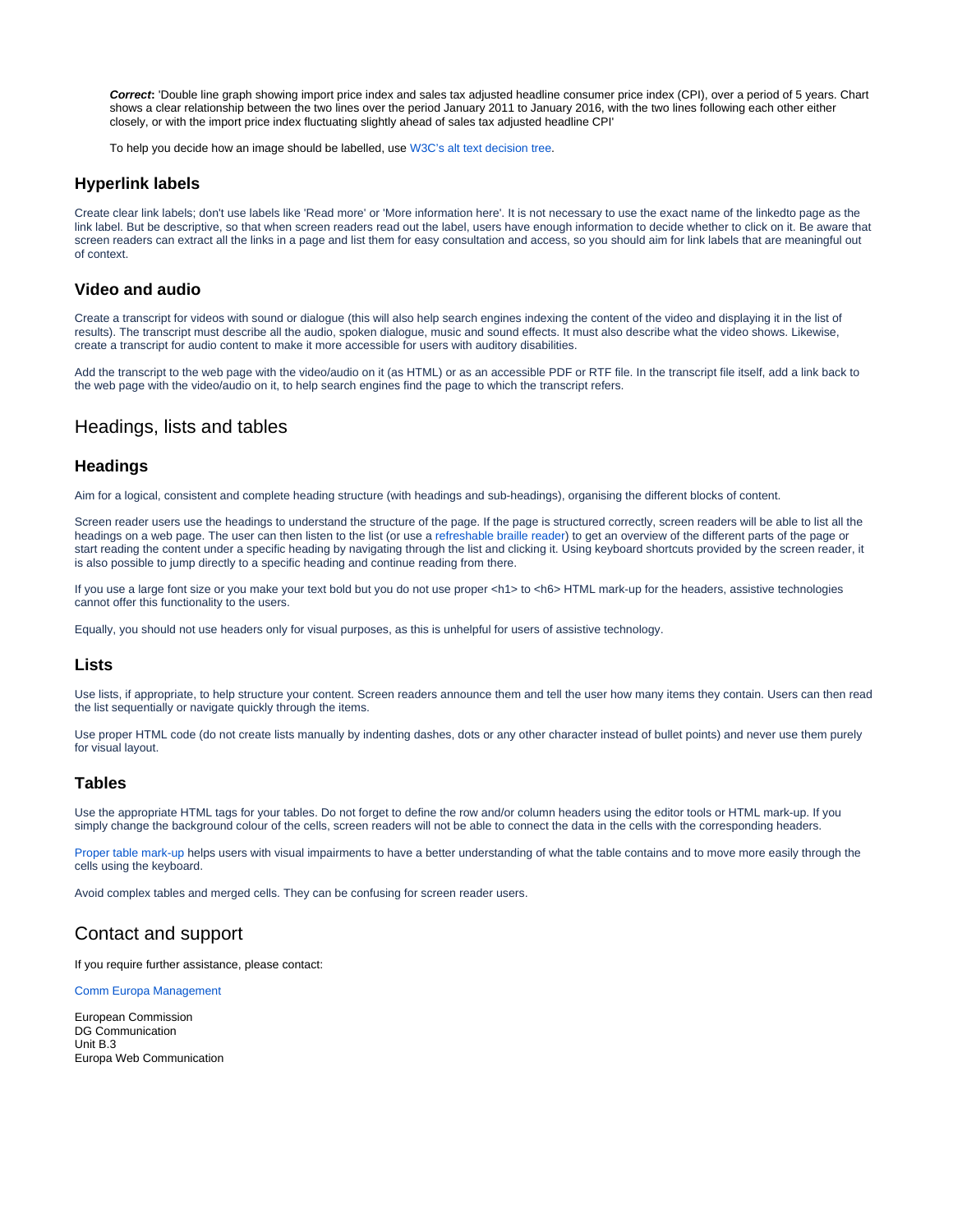***Correct*:** 'Double line graph showing import price index and sales tax adjusted headline consumer price index (CPI), over a period of 5 years. Chart shows a clear relationship between the two lines over the period January 2011 to January 2016, with the two lines following each other either closely, or with the import price index fluctuating slightly ahead of sales tax adjusted headline CPI'

To help you decide how an image should be labelled, use W3C's alt text decision tree.

### Hyperlink labels

Create clear link labels; don't use labels like 'Read more' or 'More information here'. It is not necessary to use the exact name of the linkedto page as the link label. But be descriptive, so that when screen readers read out the label, users have enough information to decide whether to click on it. Be aware that screen readers can extract all the links in a page and list them for easy consultation and access, so you should aim for link labels that are meaningful out of context.

### Video and audio

Create a transcript for videos with sound or dialogue (this will also help search engines indexing the content of the video and displaying it in the list of results). The transcript must describe all the audio, spoken dialogue, music and sound effects. It must also describe what the video shows. Likewise, create a transcript for audio content to make it more accessible for users with auditory disabilities.

Add the transcript to the web page with the video/audio on it (as HTML) or as an accessible PDF or RTF file. In the transcript file itself, add a link back to the web page with the video/audio on it, to help search engines find the page to which the transcript refers.

## Headings, lists and tables

### Headings

Aim for a logical, consistent and complete heading structure (with headings and sub-headings), organising the different blocks of content.

Screen reader users use the headings to understand the structure of the page. If the page is structured correctly, screen readers will be able to list all the headings on a web page. The user can then listen to the list (or use a refreshable braille reader) to get an overview of the different parts of the page or start reading the content under a specific heading by navigating through the list and clicking it. Using keyboard shortcuts provided by the screen reader, it is also possible to jump directly to a specific heading and continue reading from there.

If you use a large font size or you make your text bold but you do not use proper <h1> to <h6> HTML mark-up for the headers, assistive technologies cannot offer this functionality to the users.

Equally, you should not use headers only for visual purposes, as this is unhelpful for users of assistive technology.

### Lists

Use lists, if appropriate, to help structure your content. Screen readers announce them and tell the user how many items they contain. Users can then read the list sequentially or navigate quickly through the items.

Use proper HTML code (do not create lists manually by indenting dashes, dots or any other character instead of bullet points) and never use them purely for visual layout.

### Tables

Use the appropriate HTML tags for your tables. Do not forget to define the row and/or column headers using the editor tools or HTML mark-up. If you simply change the background colour of the cells, screen readers will not be able to connect the data in the cells with the corresponding headers.

Proper table mark-up helps users with visual impairments to have a better understanding of what the table contains and to move more easily through the cells using the keyboard.

Avoid complex tables and merged cells. They can be confusing for screen reader users.

## Contact and support

If you require further assistance, please contact:

Comm Europa Management

European Commission
DG Communication
Unit B.3
Europa Web Communication